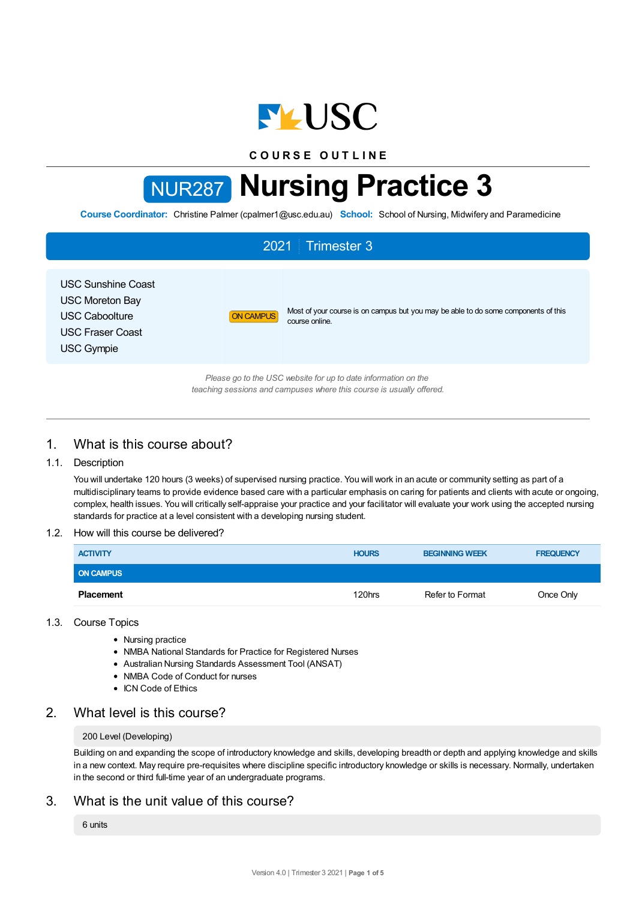USC

COURSE OUTLINE

# NUR287 Nursing Practice 3

**Course Coordinator:** Christine Palmer (cpalmer1@usc.edu.au) **School:** School of Nursing, Midwifery and Paramedicine

**2021 | Trimester 3**

| | | |
|---|---|---|
| USC Sunshine Coast<br>USC Moreton Bay<br>USC Caboolture<br>USC Fraser Coast<br>USC Gympie | ON CAMPUS | Most of your course is on campus but you may be able to do some components of this course online. |

*Please go to the USC website for up to date information on the teaching sessions and campuses where this course is usually offered.*

## 1. What is this course about?

### 1.1. Description

You will undertake 120 hours (3 weeks) of supervised nursing practice. You will work in an acute or community setting as part of a multidisciplinary teams to provide evidence based care with a particular emphasis on caring for patients and clients with acute or ongoing, complex, health issues. You will critically self-appraise your practice and your facilitator will evaluate your work using the accepted nursing standards for practice at a level consistent with a developing nursing student.

### 1.2. How will this course be delivered?

| ACTIVITY | HOURS | BEGINNING WEEK | FREQUENCY |
|---|---|---|---|
| **ON CAMPUS** | | | |
| **Placement** | 120hrs | Refer to Format | Once Only |

### 1.3. Course Topics

- Nursing practice
- NMBA National Standards for Practice for Registered Nurses
- Australian Nursing Standards Assessment Tool (ANSAT)
- NMBA Code of Conduct for nurses
- ICN Code of Ethics

## 2. What level is this course?

200 Level (Developing)

Building on and expanding the scope of introductory knowledge and skills, developing breadth or depth and applying knowledge and skills in a new context. May require pre-requisites where discipline specific introductory knowledge or skills is necessary. Normally, undertaken in the second or third full-time year of an undergraduate programs.

## 3. What is the unit value of this course?

6 units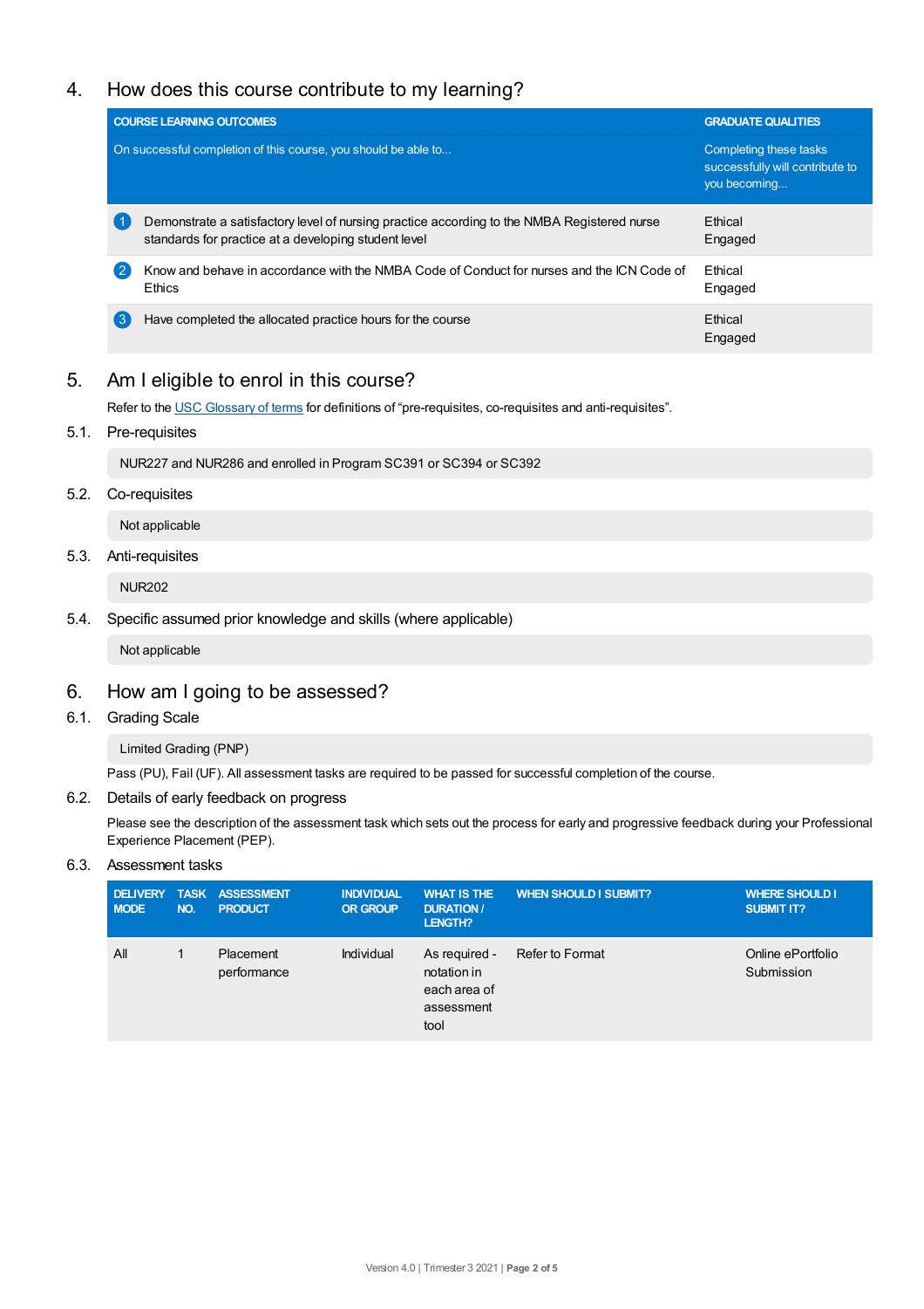## 4. How does this course contribute to my learning?

| COURSE LEARNING OUTCOMES<br>On successful completion of this course, you should be able to... | GRADUATE QUALITIES<br>Completing these tasks successfully will contribute to you becoming... |
|---|---|
| 1 Demonstrate a satisfactory level of nursing practice according to the NMBA Registered nurse standards for practice at a developing student level | Ethical<br>Engaged |
| 2 Know and behave in accordance with the NMBA Code of Conduct for nurses and the ICN Code of Ethics | Ethical<br>Engaged |
| 3 Have completed the allocated practice hours for the course | Ethical<br>Engaged |

## 5. Am I eligible to enrol in this course?

Refer to the USC Glossary of terms for definitions of “pre-requisites, co-requisites and anti-requisites”.

### 5.1. Pre-requisites

NUR227 and NUR286 and enrolled in Program SC391 or SC394 or SC392

### 5.2. Co-requisites

Not applicable

### 5.3. Anti-requisites

NUR202

### 5.4. Specific assumed prior knowledge and skills (where applicable)

Not applicable

## 6. How am I going to be assessed?

### 6.1. Grading Scale

Limited Grading (PNP)

Pass (PU), Fail (UF). All assessment tasks are required to be passed for successful completion of the course.

### 6.2. Details of early feedback on progress

Please see the description of the assessment task which sets out the process for early and progressive feedback during your Professional Experience Placement (PEP).

### 6.3. Assessment tasks

| DELIVERY MODE | TASK NO. | ASSESSMENT PRODUCT | INDIVIDUAL OR GROUP | WHAT IS THE DURATION / LENGTH? | WHEN SHOULD I SUBMIT? | WHERE SHOULD I SUBMIT IT? |
|---|---|---|---|---|---|---|
| All | 1 | Placement performance | Individual | As required - notation in each area of assessment tool | Refer to Format | Online ePortfolio Submission |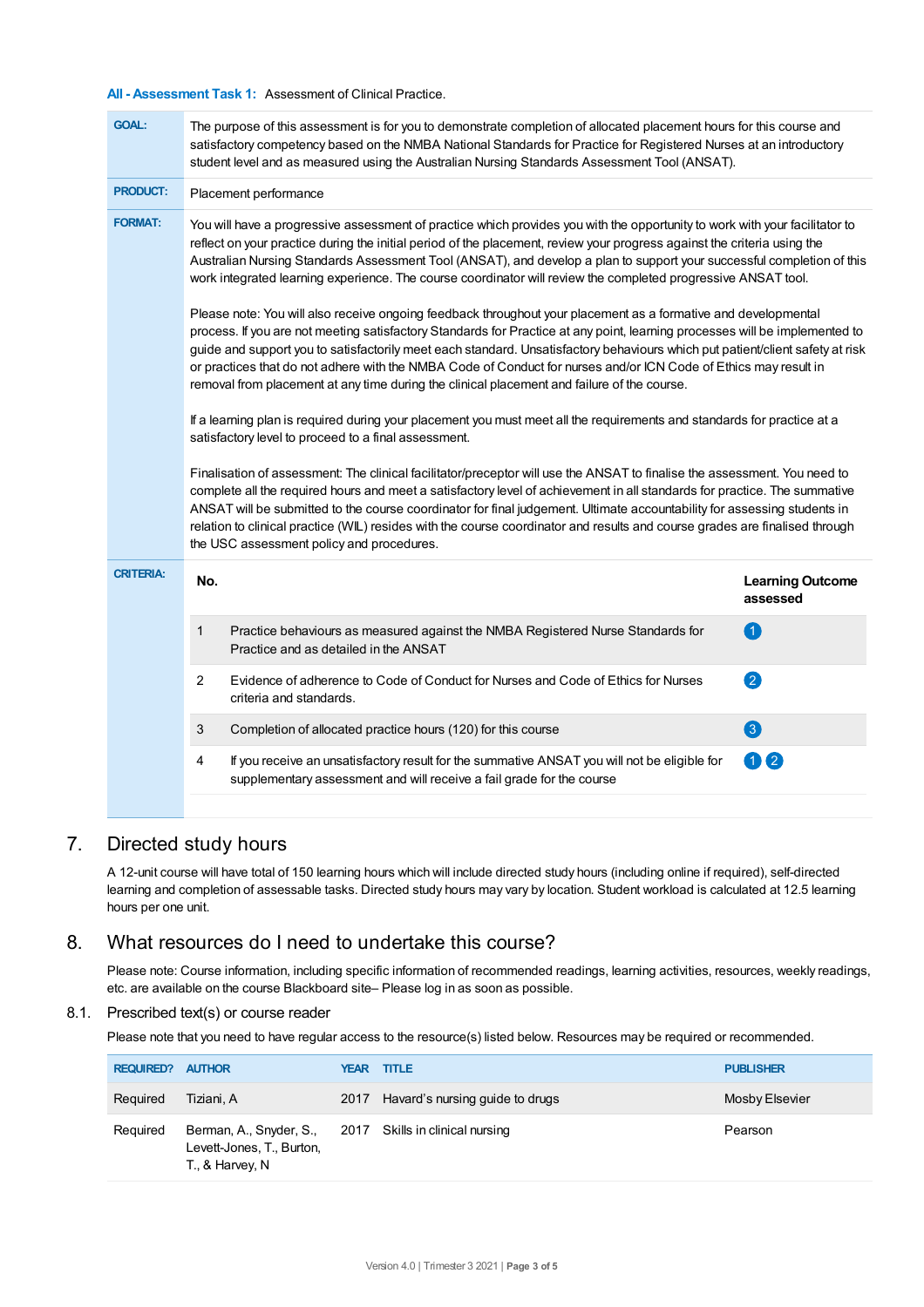**All - Assessment Task 1:** Assessment of Clinical Practice.

| | |
|---|---|
| **GOAL:** | The purpose of this assessment is for you to demonstrate completion of allocated placement hours for this course and satisfactory competency based on the NMBA National Standards for Practice for Registered Nurses at an introductory student level and as measured using the Australian Nursing Standards Assessment Tool (ANSAT). |
| **PRODUCT:** | Placement performance |
| **FORMAT:** | You will have a progressive assessment of practice which provides you with the opportunity to work with your facilitator to reflect on your practice during the initial period of the placement, review your progress against the criteria using the Australian Nursing Standards Assessment Tool (ANSAT), and develop a plan to support your successful completion of this work integrated learning experience. The course coordinator will review the completed progressive ANSAT tool.<br><br>Please note: You will also receive ongoing feedback throughout your placement as a formative and developmental process. If you are not meeting satisfactory Standards for Practice at any point, learning processes will be implemented to guide and support you to satisfactorily meet each standard. Unsatisfactory behaviours which put patient/client safety at risk or practices that do not adhere with the NMBA Code of Conduct for nurses and/or ICN Code of Ethics may result in removal from placement at any time during the clinical placement and failure of the course.<br><br>If a learning plan is required during your placement you must meet all the requirements and standards for practice at a satisfactory level to proceed to a final assessment.<br><br>Finalisation of assessment: The clinical facilitator/preceptor will use the ANSAT to finalise the assessment. You need to complete all the required hours and meet a satisfactory level of achievement in all standards for practice. The summative ANSAT will be submitted to the course coordinator for final judgement. Ultimate accountability for assessing students in relation to clinical practice (WIL) resides with the course coordinator and results and course grades are finalised through the USC assessment policy and procedures. |

**CRITERIA:**

| No. | | Learning Outcome assessed |
|---|---|---|
| 1 | Practice behaviours as measured against the NMBA Registered Nurse Standards for Practice and as detailed in the ANSAT | 1 |
| 2 | Evidence of adherence to Code of Conduct for Nurses and Code of Ethics for Nurses criteria and standards. | 2 |
| 3 | Completion of allocated practice hours (120) for this course | 3 |
| 4 | If you receive an unsatisfactory result for the summative ANSAT you will not be eligible for supplementary assessment and will receive a fail grade for the course | 1 2 |

## 7. Directed study hours

A 12-unit course will have total of 150 learning hours which will include directed study hours (including online if required), self-directed learning and completion of assessable tasks. Directed study hours may vary by location. Student workload is calculated at 12.5 learning hours per one unit.

## 8. What resources do I need to undertake this course?

Please note: Course information, including specific information of recommended readings, learning activities, resources, weekly readings, etc. are available on the course Blackboard site– Please log in as soon as possible.

### 8.1. Prescribed text(s) or course reader

Please note that you need to have regular access to the resource(s) listed below. Resources may be required or recommended.

| REQUIRED? | AUTHOR | YEAR | TITLE | PUBLISHER |
|---|---|---|---|---|
| Required | Tiziani, A | 2017 | Havard's nursing guide to drugs | Mosby Elsevier |
| Required | Berman, A., Snyder, S., Levett-Jones, T., Burton, T., & Harvey, N | 2017 | Skills in clinical nursing | Pearson |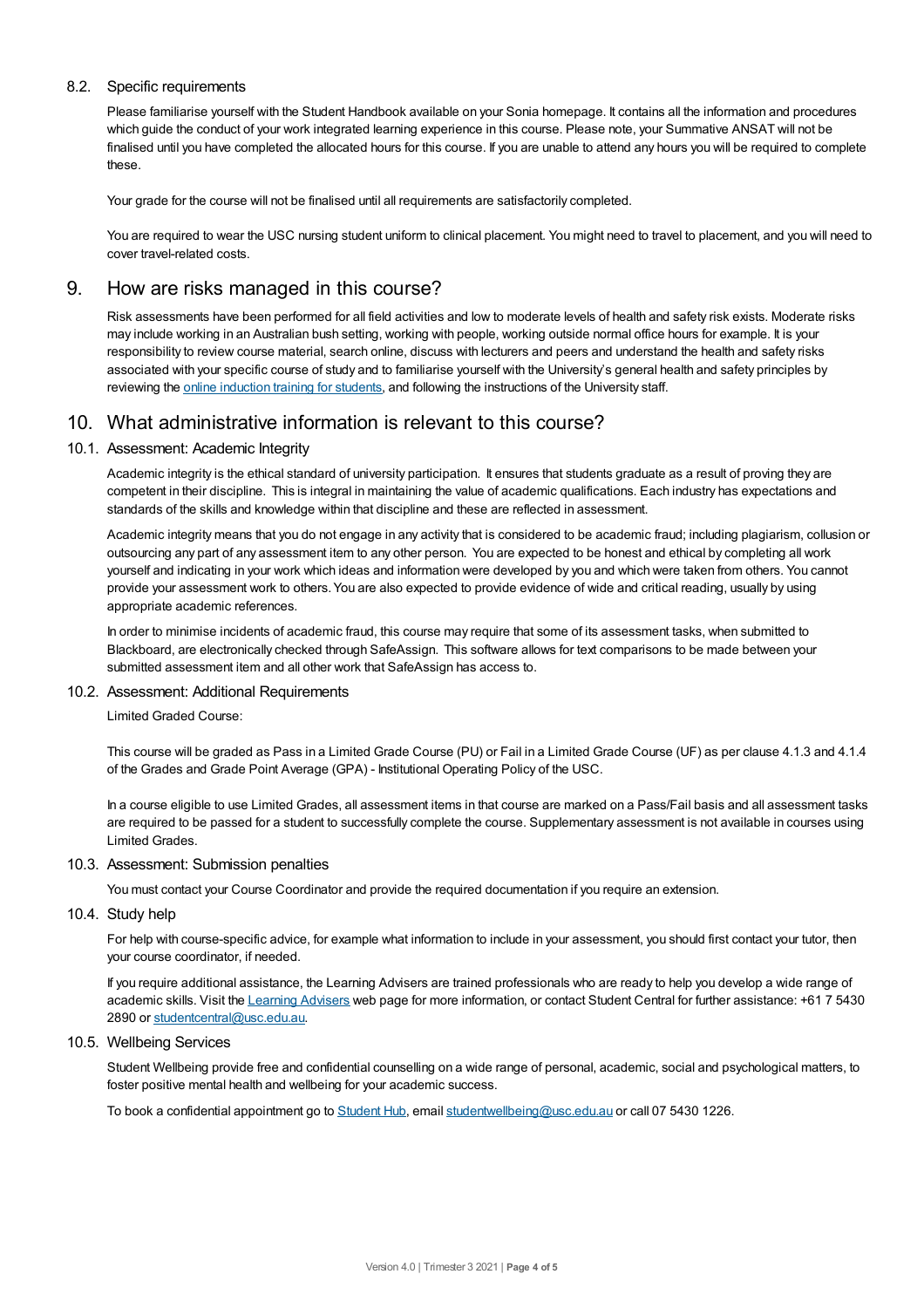### 8.2. Specific requirements

Please familiarise yourself with the Student Handbook available on your Sonia homepage. It contains all the information and procedures which guide the conduct of your work integrated learning experience in this course. Please note, your Summative ANSAT will not be finalised until you have completed the allocated hours for this course. If you are unable to attend any hours you will be required to complete these.

Your grade for the course will not be finalised until all requirements are satisfactorily completed.

You are required to wear the USC nursing student uniform to clinical placement. You might need to travel to placement, and you will need to cover travel-related costs.

## 9. How are risks managed in this course?

Risk assessments have been performed for all field activities and low to moderate levels of health and safety risk exists. Moderate risks may include working in an Australian bush setting, working with people, working outside normal office hours for example. It is your responsibility to review course material, search online, discuss with lecturers and peers and understand the health and safety risks associated with your specific course of study and to familiarise yourself with the University's general health and safety principles by reviewing the online induction training for students, and following the instructions of the University staff.

## 10. What administrative information is relevant to this course?

### 10.1. Assessment: Academic Integrity

Academic integrity is the ethical standard of university participation. It ensures that students graduate as a result of proving they are competent in their discipline. This is integral in maintaining the value of academic qualifications. Each industry has expectations and standards of the skills and knowledge within that discipline and these are reflected in assessment.

Academic integrity means that you do not engage in any activity that is considered to be academic fraud; including plagiarism, collusion or outsourcing any part of any assessment item to any other person. You are expected to be honest and ethical by completing all work yourself and indicating in your work which ideas and information were developed by you and which were taken from others. You cannot provide your assessment work to others. You are also expected to provide evidence of wide and critical reading, usually by using appropriate academic references.

In order to minimise incidents of academic fraud, this course may require that some of its assessment tasks, when submitted to Blackboard, are electronically checked through SafeAssign. This software allows for text comparisons to be made between your submitted assessment item and all other work that SafeAssign has access to.

### 10.2. Assessment: Additional Requirements

Limited Graded Course:

This course will be graded as Pass in a Limited Grade Course (PU) or Fail in a Limited Grade Course (UF) as per clause 4.1.3 and 4.1.4 of the Grades and Grade Point Average (GPA) - Institutional Operating Policy of the USC.

In a course eligible to use Limited Grades, all assessment items in that course are marked on a Pass/Fail basis and all assessment tasks are required to be passed for a student to successfully complete the course. Supplementary assessment is not available in courses using Limited Grades.

### 10.3. Assessment: Submission penalties

You must contact your Course Coordinator and provide the required documentation if you require an extension.

### 10.4. Study help

For help with course-specific advice, for example what information to include in your assessment, you should first contact your tutor, then your course coordinator, if needed.

If you require additional assistance, the Learning Advisers are trained professionals who are ready to help you develop a wide range of academic skills. Visit the Learning Advisers web page for more information, or contact Student Central for further assistance: +61 7 5430 2890 or studentcentral@usc.edu.au.

### 10.5. Wellbeing Services

Student Wellbeing provide free and confidential counselling on a wide range of personal, academic, social and psychological matters, to foster positive mental health and wellbeing for your academic success.

To book a confidential appointment go to Student Hub, email studentwellbeing@usc.edu.au or call 07 5430 1226.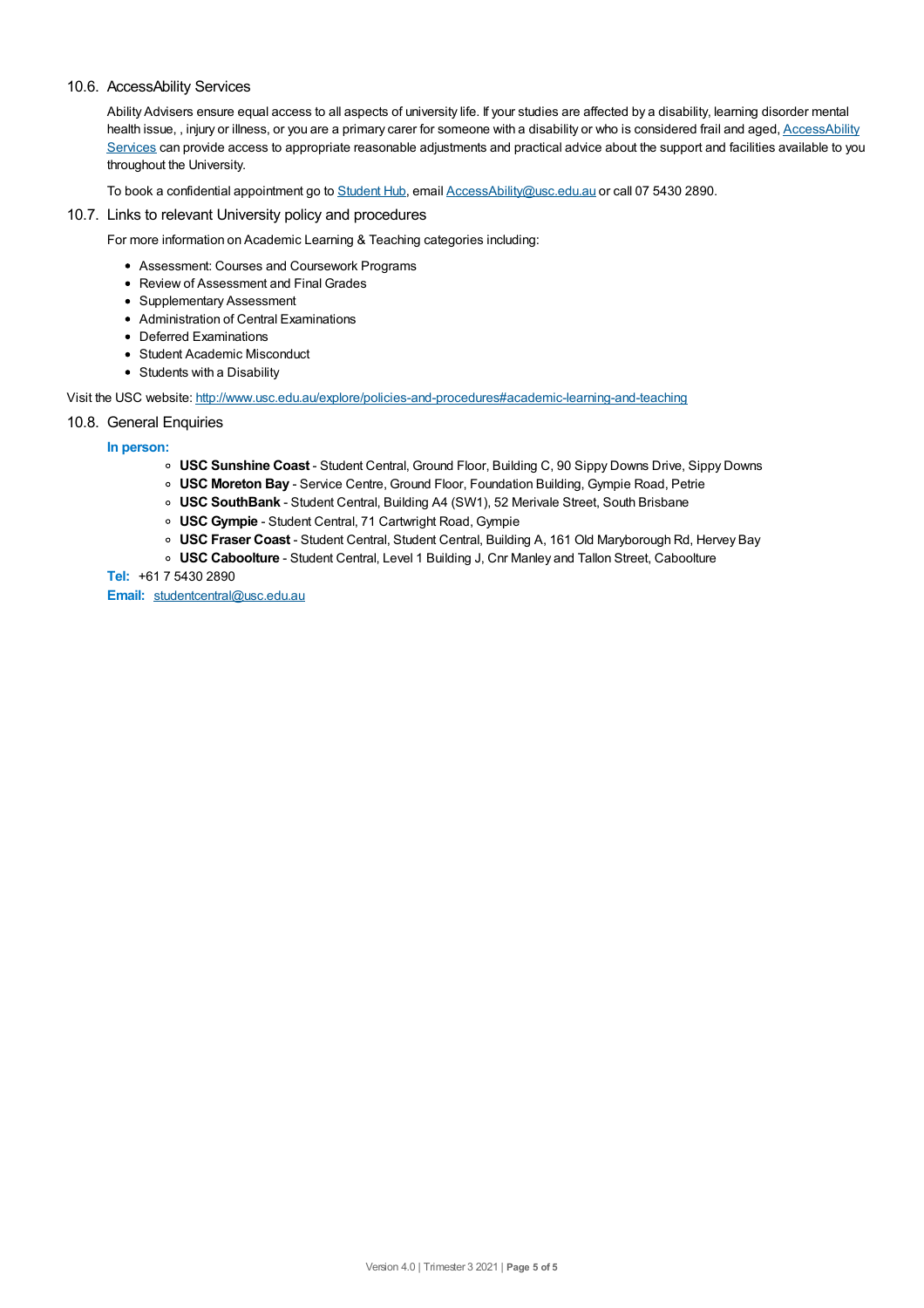### 10.6. AccessAbility Services

Ability Advisers ensure equal access to all aspects of university life. If your studies are affected by a disability, learning disorder mental health issue, , injury or illness, or you are a primary carer for someone with a disability or who is considered frail and aged, AccessAbility Services can provide access to appropriate reasonable adjustments and practical advice about the support and facilities available to you throughout the University.

To book a confidential appointment go to Student Hub, email AccessAbility@usc.edu.au or call 07 5430 2890.

### 10.7. Links to relevant University policy and procedures

For more information on Academic Learning & Teaching categories including:

- Assessment: Courses and Coursework Programs
- Review of Assessment and Final Grades
- Supplementary Assessment
- Administration of Central Examinations
- Deferred Examinations
- Student Academic Misconduct
- Students with a Disability

Visit the USC website: http://www.usc.edu.au/explore/policies-and-procedures#academic-learning-and-teaching

### 10.8. General Enquiries

**In person:**

- **USC Sunshine Coast** - Student Central, Ground Floor, Building C, 90 Sippy Downs Drive, Sippy Downs
- **USC Moreton Bay** - Service Centre, Ground Floor, Foundation Building, Gympie Road, Petrie
- **USC SouthBank** - Student Central, Building A4 (SW1), 52 Merivale Street, South Brisbane
- **USC Gympie** - Student Central, 71 Cartwright Road, Gympie
- **USC Fraser Coast** - Student Central, Student Central, Building A, 161 Old Maryborough Rd, Hervey Bay
- **USC Caboolture** - Student Central, Level 1 Building J, Cnr Manley and Tallon Street, Caboolture

**Tel:** +61 7 5430 2890

**Email:** studentcentral@usc.edu.au